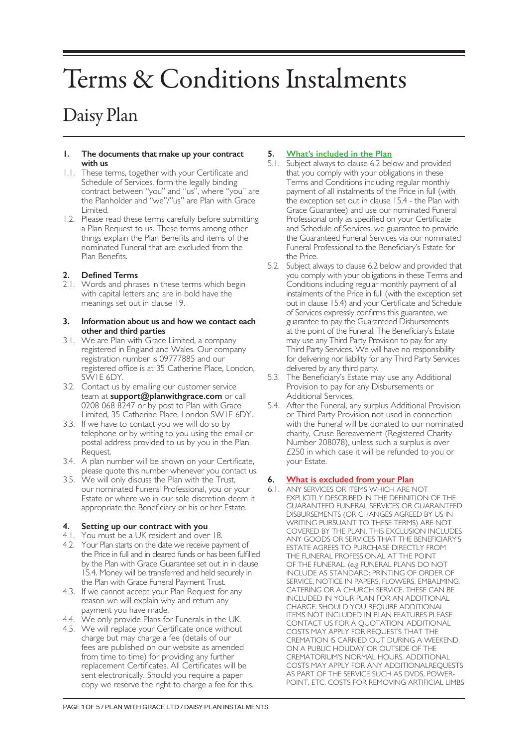# Terms & Conditions Instalments

## Daisy Plan

**1. The documents that make up your contract with us**

1.1. These terms, together with your Certificate and Schedule of Services, form the legally binding contract between "you" and "us", where "you" are the Planholder and "we"/"us" are Plan with Grace Limited.

1.2. Please read these terms carefully before submitting a Plan Request to us. These terms among other things explain the Plan Benefits and items of the nominated Funeral that are excluded from the Plan Benefits.

**2. Defined Terms**

2.1. Words and phrases in these terms which begin with capital letters and are in bold have the meanings set out in clause 19.

**3. Information about us and how we contact each other and third parties**

3.1. We are Plan with Grace Limited, a company registered in England and Wales. Our company registration number is 09777885 and our registered office is at 35 Catherine Place, London, SW1E 6DY.

3.2. Contact us by emailing our customer service team at **support@planwithgrace.com** or call 0208 068 8247 or by post to Plan with Grace Limited, 35 Catherine Place, London SW1E 6DY.

3.3. If we have to contact you we will do so by telephone or by writing to you using the email or postal address provided to us by you in the Plan Request.

3.4. A plan number will be shown on your Certificate, please quote this number whenever you contact us.

3.5. We will only discuss the Plan with the Trust, our nominated Funeral Professional, you or your Estate or where we in our sole discretion deem it appropriate the Beneficiary or his or her Estate.

**4. Setting up our contract with you**

4.1. You must be a UK resident and over 18.

4.2. Your Plan starts on the date we receive payment of the Price in full and in cleared funds or has been fulfilled by the Plan with Grace Guarantee set out in in clause 15.4. Money will be transferred and held securely in the Plan with Grace Funeral Payment Trust.

4.3. If we cannot accept your Plan Request for any reason we will explain why and return any payment you have made.

4.4. We only provide Plans for Funerals in the UK.

4.5. We will replace your Certificate once without charge but may charge a fee (details of our fees are published on our website as amended from time to time) for providing any further replacement Certificates. All Certificates will be sent electronically. Should you require a paper copy we reserve the right to charge a fee for this.

**5. What's included in the Plan**

5.1. Subject always to clause 6.2 below and provided that you comply with your obligations in these Terms and Conditions including regular monthly payment of all instalments of the Price in full (with the exception set out in clause 15.4 - the Plan with Grace Guarantee) and use our nominated Funeral Professional only as specified on your Certificate and Schedule of Services, we guarantee to provide the Guaranteed Funeral Services via our nominated Funeral Professional to the Beneficiary's Estate for the Price.

5.2. Subject always to clause 6.2 below and provided that you comply with your obligations in these Terms and Conditions including regular monthly payment of all instalments of the Price in full (with the exception set out in clause 15.4) and your Certificate and Schedule of Services expressly confirms this guarantee, we guarantee to pay the Guaranteed Disbursements at the point of the Funeral. The Beneficiary's Estate may use any Third Party Provision to pay for any Third Party Services. We will have no responsibility for delivering nor liability for any Third Party Services delivered by any third party.

5.3. The Beneficiary's Estate may use any Additional Provision to pay for any Disbursements or Additional Services.

5.4. After the Funeral, any surplus Additional Provision or Third Party Provision not used in connection with the Funeral will be donated to our nominated charity, Cruse Bereavement (Registered Charity Number 208078), unless such a surplus is over £250 in which case it will be refunded to you or your Estate.

**6. What is excluded from your Plan**

6.1. ANY SERVICES OR ITEMS WHICH ARE NOT EXPLICITLY DESCRIBED IN THE DEFINITION OF THE GUARANTEED FUNERAL SERVICES OR GUARANTEED DISBURSEMENTS (OR CHANGES AGREED BY US IN WRITING PURSUANT TO THESE TERMS) ARE NOT COVERED BY THE PLAN. THIS EXCLUSION INCLUDES ANY GOODS OR SERVICES THAT THE BENEFICIARY'S ESTATE AGREES TO PURCHASE DIRECTLY FROM THE FUNERAL PROFESSIONAL AT THE POINT OF THE FUNERAL. (e.g FUNERAL PLANS DO NOT INCLUDE AS STANDARD: PRINTING OF ORDER OF SERVICE, NOTICE IN PAPERS, FLOWERS, EMBALMING, CATERING OR A CHURCH SERVICE. THESE CAN BE INCLUDED IN YOUR PLAN FOR AN ADDITIONAL CHARGE. SHOULD YOU REQUIRE ADDITIONAL ITEMS NOT INCLUDED IN PLAN FEATURES PLEASE CONTACT US FOR A QUOTATION. ADDITIONAL COSTS MAY APPLY FOR REQUESTS THAT THE CREMATION IS CARRIED OUT DURING A WEEKEND, ON A PUBLIC HOLIDAY OR OUTSIDE OF THE CREMATORIUM'S NORMAL HOURS. ADDITIONAL COSTS MAY APPLY FOR ANY ADDITIONALREQUESTS AS PART OF THE SERVICE SUCH AS DVDS, POWER-POINT, ETC. COSTS FOR REMOVING ARTIFICIAL LIMBS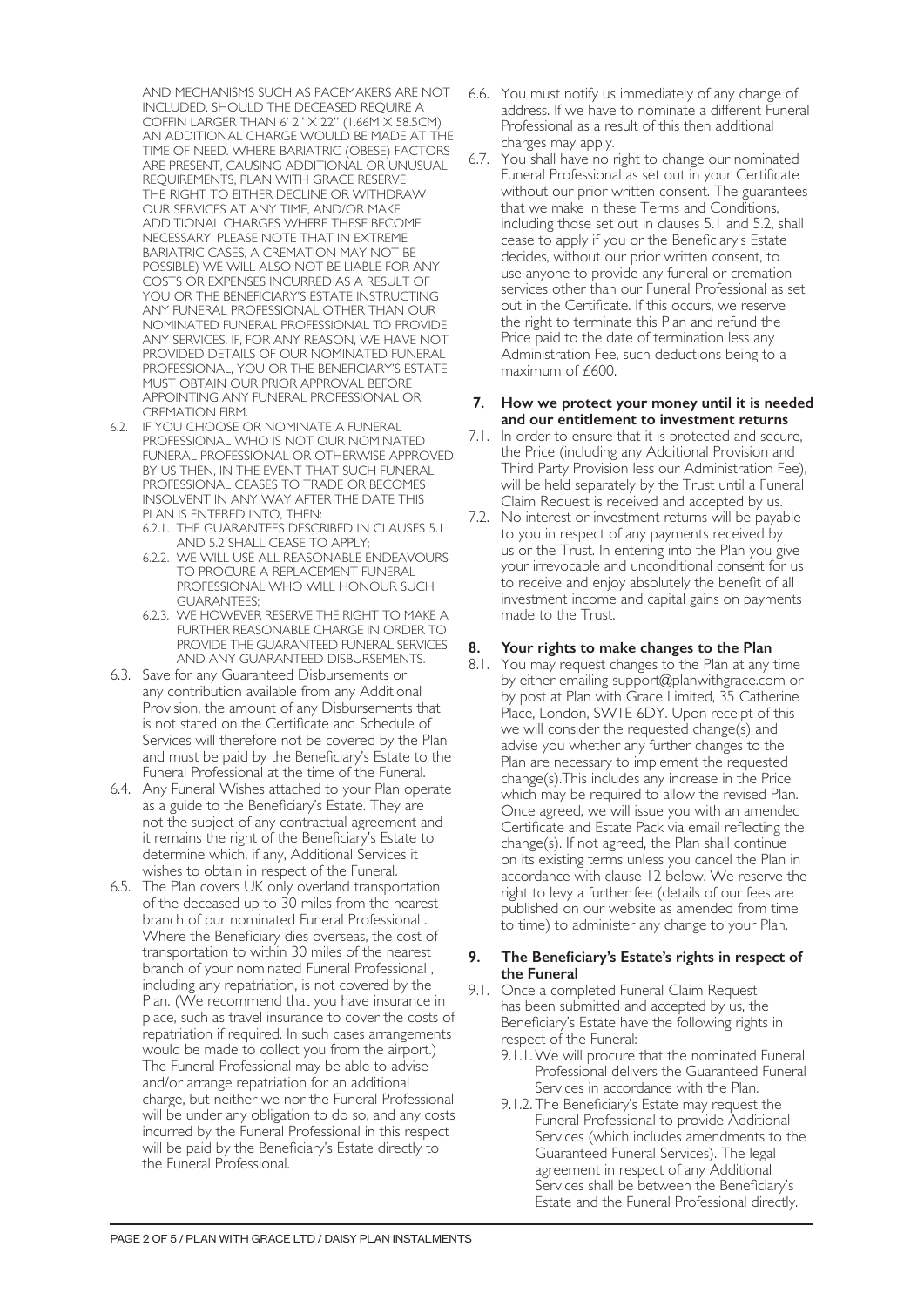AND MECHANISMS SUCH AS PACEMAKERS ARE NOT INCLUDED. SHOULD THE DECEASED REQUIRE A COFFIN LARGER THAN 6' 2" X 22" (1.66M X 58.5CM) AN ADDITIONAL CHARGE WOULD BE MADE AT THE TIME OF NEED. WHERE BARIATRIC (OBESE) FACTORS ARE PRESENT, CAUSING ADDITIONAL OR UNUSUAL REQUIREMENTS, PLAN WITH GRACE RESERVE THE RIGHT TO EITHER DECLINE OR WITHDRAW OUR SERVICES AT ANY TIME, AND/OR MAKE ADDITIONAL CHARGES WHERE THESE BECOME NECESSARY. PLEASE NOTE THAT IN EXTREME BARIATRIC CASES, A CREMATION MAY NOT BE POSSIBLE) WE WILL ALSO NOT BE LIABLE FOR ANY COSTS OR EXPENSES INCURRED AS A RESULT OF YOU OR THE BENEFICIARY'S ESTATE INSTRUCTING ANY FUNERAL PROFESSIONAL OTHER THAN OUR NOMINATED FUNERAL PROFESSIONAL TO PROVIDE ANY SERVICES. IF, FOR ANY REASON, WE HAVE NOT PROVIDED DETAILS OF OUR NOMINATED FUNERAL PROFESSIONAL, YOU OR THE BENEFICIARY'S ESTATE MUST OBTAIN OUR PRIOR APPROVAL BEFORE APPOINTING ANY FUNERAL PROFESSIONAL OR CREMATION FIRM.

6.2. IF YOU CHOOSE OR NOMINATE A FUNERAL PROFESSIONAL WHO IS NOT OUR NOMINATED FUNERAL PROFESSIONAL OR OTHERWISE APPROVED BY US THEN, IN THE EVENT THAT SUCH FUNERAL PROFESSIONAL CEASES TO TRADE OR BECOMES INSOLVENT IN ANY WAY AFTER THE DATE THIS PLAN IS ENTERED INTO, THEN:
   - 6.2.1. THE GUARANTEES DESCRIBED IN CLAUSES 5.1 AND 5.2 SHALL CEASE TO APPLY;
   - 6.2.2. WE WILL USE ALL REASONABLE ENDEAVOURS TO PROCURE A REPLACEMENT FUNERAL PROFESSIONAL WHO WILL HONOUR SUCH GUARANTEES;
   - 6.2.3. WE HOWEVER RESERVE THE RIGHT TO MAKE A FURTHER REASONABLE CHARGE IN ORDER TO PROVIDE THE GUARANTEED FUNERAL SERVICES AND ANY GUARANTEED DISBURSEMENTS.

6.3. Save for any Guaranteed Disbursements or any contribution available from any Additional Provision, the amount of any Disbursements that is not stated on the Certificate and Schedule of Services will therefore not be covered by the Plan and must be paid by the Beneficiary's Estate to the Funeral Professional at the time of the Funeral.

6.4. Any Funeral Wishes attached to your Plan operate as a guide to the Beneficiary's Estate. They are not the subject of any contractual agreement and it remains the right of the Beneficiary's Estate to determine which, if any, Additional Services it wishes to obtain in respect of the Funeral.

6.5. The Plan covers UK only overland transportation of the deceased up to 30 miles from the nearest branch of our nominated Funeral Professional . Where the Beneficiary dies overseas, the cost of transportation to within 30 miles of the nearest branch of your nominated Funeral Professional , including any repatriation, is not covered by the Plan. (We recommend that you have insurance in place, such as travel insurance to cover the costs of repatriation if required. In such cases arrangements would be made to collect you from the airport.) The Funeral Professional may be able to advise and/or arrange repatriation for an additional charge, but neither we nor the Funeral Professional will be under any obligation to do so, and any costs incurred by the Funeral Professional in this respect will be paid by the Beneficiary's Estate directly to the Funeral Professional.

6.6. You must notify us immediately of any change of address. If we have to nominate a different Funeral Professional as a result of this then additional charges may apply.

6.7. You shall have no right to change our nominated Funeral Professional as set out in your Certificate without our prior written consent. The guarantees that we make in these Terms and Conditions, including those set out in clauses 5.1 and 5.2, shall cease to apply if you or the Beneficiary's Estate decides, without our prior written consent, to use anyone to provide any funeral or cremation services other than our Funeral Professional as set out in the Certificate. If this occurs, we reserve the right to terminate this Plan and refund the Price paid to the date of termination less any Administration Fee, such deductions being to a maximum of £600.

## 7. How we protect your money until it is needed and our entitlement to investment returns

7.1. In order to ensure that it is protected and secure, the Price (including any Additional Provision and Third Party Provision less our Administration Fee), will be held separately by the Trust until a Funeral Claim Request is received and accepted by us.

7.2. No interest or investment returns will be payable to you in respect of any payments received by us or the Trust. In entering into the Plan you give your irrevocable and unconditional consent for us to receive and enjoy absolutely the benefit of all investment income and capital gains on payments made to the Trust.

## 8. Your rights to make changes to the Plan

8.1. You may request changes to the Plan at any time by either emailing support@planwithgrace.com or by post at Plan with Grace Limited, 35 Catherine Place, London, SW1E 6DY. Upon receipt of this we will consider the requested change(s) and advise you whether any further changes to the Plan are necessary to implement the requested change(s).This includes any increase in the Price which may be required to allow the revised Plan. Once agreed, we will issue you with an amended Certificate and Estate Pack via email reflecting the change(s). If not agreed, the Plan shall continue on its existing terms unless you cancel the Plan in accordance with clause 12 below. We reserve the right to levy a further fee (details of our fees are published on our website as amended from time to time) to administer any change to your Plan.

## 9. The Beneficiary's Estate's rights in respect of the Funeral

9.1. Once a completed Funeral Claim Request has been submitted and accepted by us, the Beneficiary's Estate have the following rights in respect of the Funeral:
   - 9.1.1. We will procure that the nominated Funeral Professional delivers the Guaranteed Funeral Services in accordance with the Plan.
   - 9.1.2. The Beneficiary's Estate may request the Funeral Professional to provide Additional Services (which includes amendments to the Guaranteed Funeral Services). The legal agreement in respect of any Additional Services shall be between the Beneficiary's Estate and the Funeral Professional directly.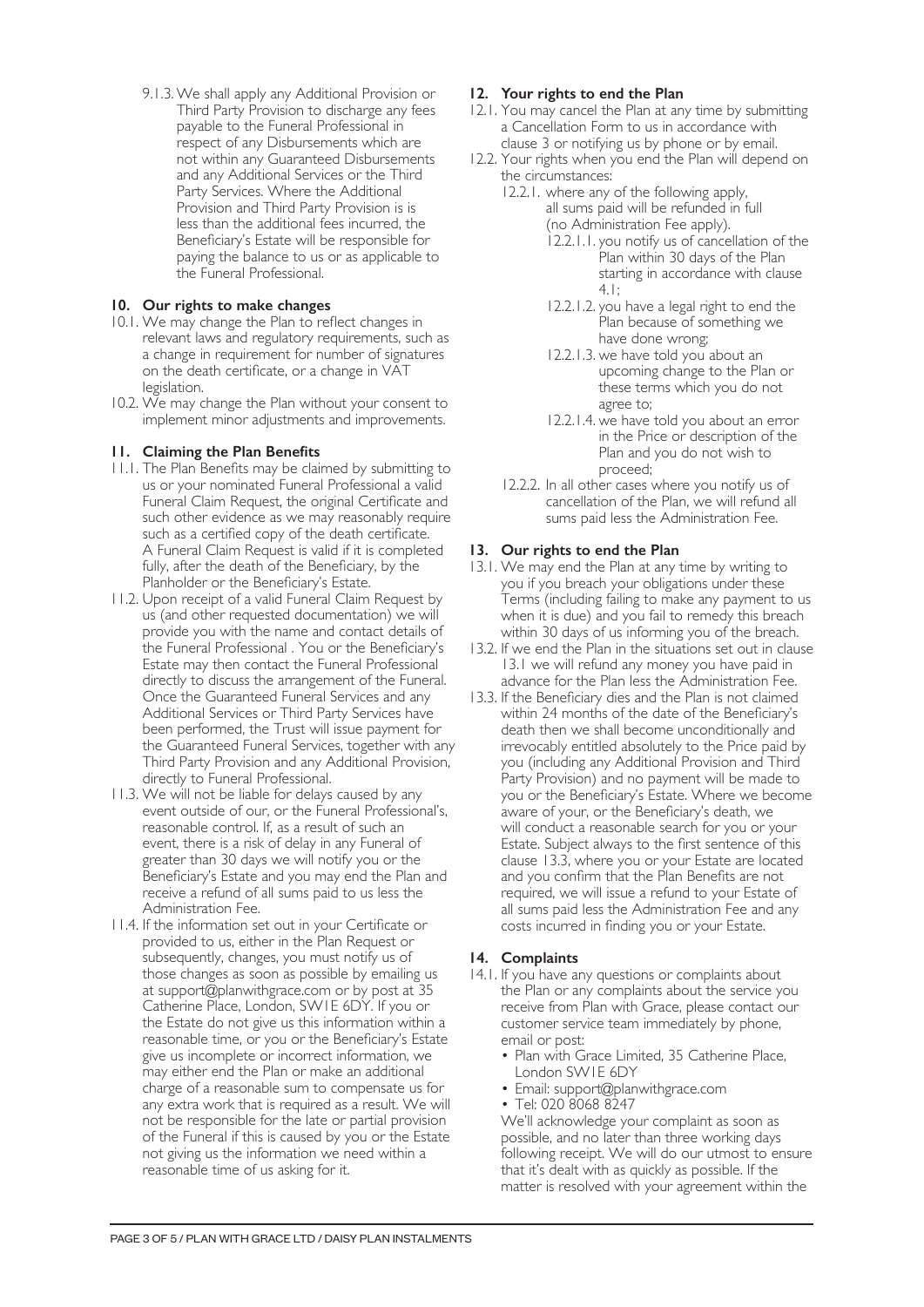9.1.3. We shall apply any Additional Provision or Third Party Provision to discharge any fees payable to the Funeral Professional in respect of any Disbursements which are not within any Guaranteed Disbursements and any Additional Services or the Third Party Services. Where the Additional Provision and Third Party Provision is is less than the additional fees incurred, the Beneficiary's Estate will be responsible for paying the balance to us or as applicable to the Funeral Professional.

## 10. Our rights to make changes

10.1. We may change the Plan to reflect changes in relevant laws and regulatory requirements, such as a change in requirement for number of signatures on the death certificate, or a change in VAT legislation.

10.2. We may change the Plan without your consent to implement minor adjustments and improvements.

## 11. Claiming the Plan Benefits

11.1. The Plan Benefits may be claimed by submitting to us or your nominated Funeral Professional a valid Funeral Claim Request, the original Certificate and such other evidence as we may reasonably require such as a certified copy of the death certificate. A Funeral Claim Request is valid if it is completed fully, after the death of the Beneficiary, by the Planholder or the Beneficiary's Estate.

11.2. Upon receipt of a valid Funeral Claim Request by us (and other requested documentation) we will provide you with the name and contact details of the Funeral Professional . You or the Beneficiary's Estate may then contact the Funeral Professional directly to discuss the arrangement of the Funeral. Once the Guaranteed Funeral Services and any Additional Services or Third Party Services have been performed, the Trust will issue payment for the Guaranteed Funeral Services, together with any Third Party Provision and any Additional Provision, directly to Funeral Professional.

11.3. We will not be liable for delays caused by any event outside of our, or the Funeral Professional's, reasonable control. If, as a result of such an event, there is a risk of delay in any Funeral of greater than 30 days we will notify you or the Beneficiary's Estate and you may end the Plan and receive a refund of all sums paid to us less the Administration Fee.

11.4. If the information set out in your Certificate or provided to us, either in the Plan Request or subsequently, changes, you must notify us of those changes as soon as possible by emailing us at support@planwithgrace.com or by post at 35 Catherine Place, London, SW1E 6DY. If you or the Estate do not give us this information within a reasonable time, or you or the Beneficiary's Estate give us incomplete or incorrect information, we may either end the Plan or make an additional charge of a reasonable sum to compensate us for any extra work that is required as a result. We will not be responsible for the late or partial provision of the Funeral if this is caused by you or the Estate not giving us the information we need within a reasonable time of us asking for it.

## 12. Your rights to end the Plan

12.1. You may cancel the Plan at any time by submitting a Cancellation Form to us in accordance with clause 3 or notifying us by phone or by email.

12.2. Your rights when you end the Plan will depend on the circumstances:

- 12.2.1. where any of the following apply, all sums paid will be refunded in full (no Administration Fee apply).
  - 12.2.1.1. you notify us of cancellation of the Plan within 30 days of the Plan starting in accordance with clause 4.1;
  - 12.2.1.2. you have a legal right to end the Plan because of something we have done wrong;
  - 12.2.1.3. we have told you about an upcoming change to the Plan or these terms which you do not agree to;
  - 12.2.1.4. we have told you about an error in the Price or description of the Plan and you do not wish to proceed;
- 12.2.2. In all other cases where you notify us of cancellation of the Plan, we will refund all sums paid less the Administration Fee.

## 13. Our rights to end the Plan

13.1. We may end the Plan at any time by writing to you if you breach your obligations under these Terms (including failing to make any payment to us when it is due) and you fail to remedy this breach within 30 days of us informing you of the breach.

13.2. If we end the Plan in the situations set out in clause 13.1 we will refund any money you have paid in advance for the Plan less the Administration Fee.

13.3. If the Beneficiary dies and the Plan is not claimed within 24 months of the date of the Beneficiary's death then we shall become unconditionally and irrevocably entitled absolutely to the Price paid by you (including any Additional Provision and Third Party Provision) and no payment will be made to you or the Beneficiary's Estate. Where we become aware of your, or the Beneficiary's death, we will conduct a reasonable search for you or your Estate. Subject always to the first sentence of this clause 13.3, where you or your Estate are located and you confirm that the Plan Benefits are not required, we will issue a refund to your Estate of all sums paid less the Administration Fee and any costs incurred in finding you or your Estate.

## 14. Complaints

14.1. If you have any questions or complaints about the Plan or any complaints about the service you receive from Plan with Grace, please contact our customer service team immediately by phone, email or post:

- Plan with Grace Limited, 35 Catherine Place, London SW1E 6DY
- Email: support@planwithgrace.com
- Tel: 020 8068 8247

We'll acknowledge your complaint as soon as possible, and no later than three working days following receipt. We will do our utmost to ensure that it's dealt with as quickly as possible. If the matter is resolved with your agreement within the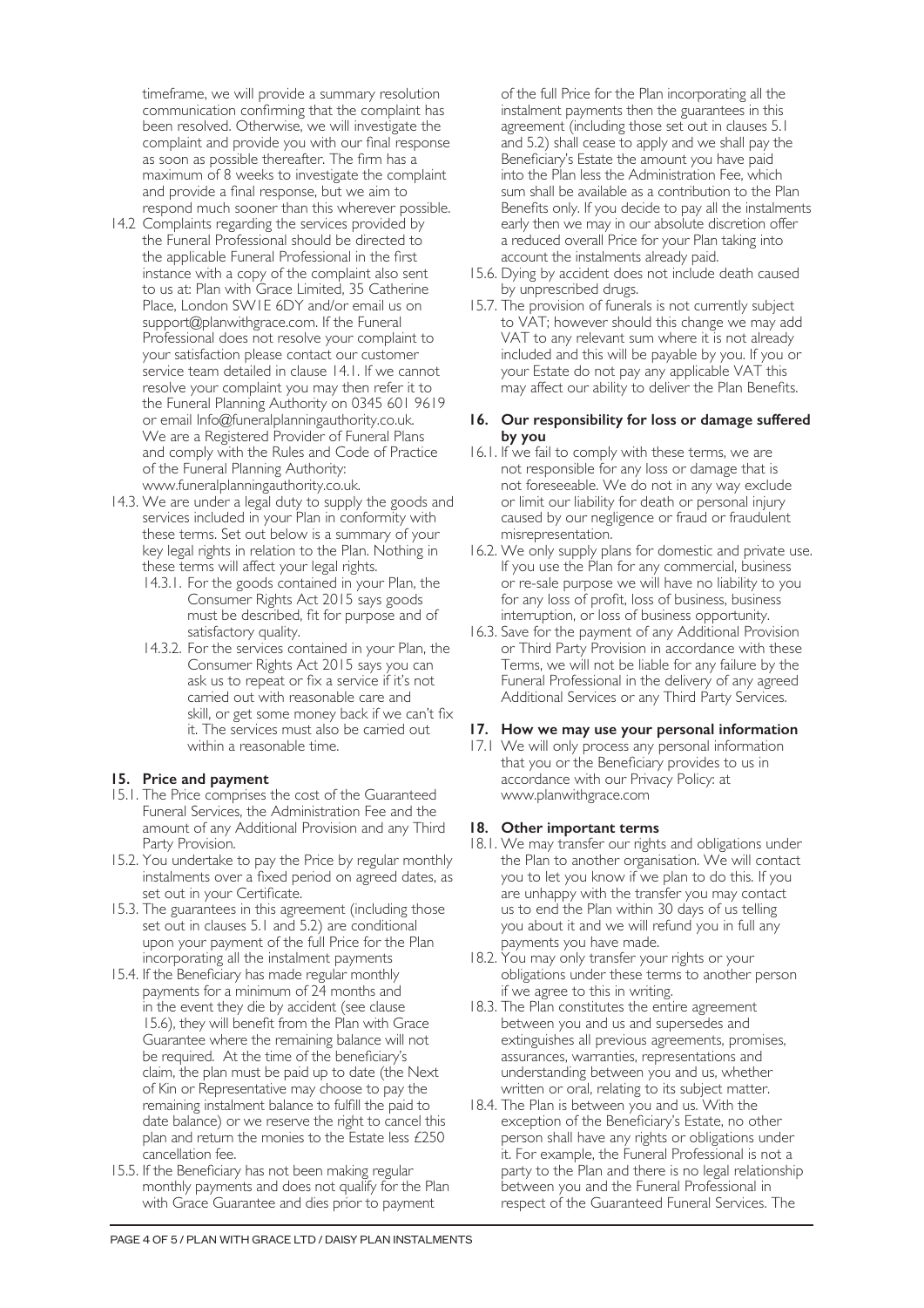timeframe, we will provide a summary resolution communication confirming that the complaint has been resolved. Otherwise, we will investigate the complaint and provide you with our final response as soon as possible thereafter. The firm has a maximum of 8 weeks to investigate the complaint and provide a final response, but we aim to respond much sooner than this wherever possible.

14.2 Complaints regarding the services provided by the Funeral Professional should be directed to the applicable Funeral Professional in the first instance with a copy of the complaint also sent to us at: Plan with Grace Limited, 35 Catherine Place, London SW1E 6DY and/or email us on support@planwithgrace.com. If the Funeral Professional does not resolve your complaint to your satisfaction please contact our customer service team detailed in clause 14.1. If we cannot resolve your complaint you may then refer it to the Funeral Planning Authority on 0345 601 9619 or email Info@funeralplanningauthority.co.uk. We are a Registered Provider of Funeral Plans and comply with the Rules and Code of Practice of the Funeral Planning Authority: www.funeralplanningauthority.co.uk.

14.3. We are under a legal duty to supply the goods and services included in your Plan in conformity with these terms. Set out below is a summary of your key legal rights in relation to the Plan. Nothing in these terms will affect your legal rights.

- 14.3.1. For the goods contained in your Plan, the Consumer Rights Act 2015 says goods must be described, fit for purpose and of satisfactory quality.
- 14.3.2. For the services contained in your Plan, the Consumer Rights Act 2015 says you can ask us to repeat or fix a service if it's not carried out with reasonable care and skill, or get some money back if we can't fix it. The services must also be carried out within a reasonable time.

## 15. Price and payment

15.1. The Price comprises the cost of the Guaranteed Funeral Services, the Administration Fee and the amount of any Additional Provision and any Third Party Provision.

15.2. You undertake to pay the Price by regular monthly instalments over a fixed period on agreed dates, as set out in your Certificate.

15.3. The guarantees in this agreement (including those set out in clauses 5.1 and 5.2) are conditional upon your payment of the full Price for the Plan incorporating all the instalment payments

15.4. If the Beneficiary has made regular monthly payments for a minimum of 24 months and in the event they die by accident (see clause 15.6), they will benefit from the Plan with Grace Guarantee where the remaining balance will not be required. At the time of the beneficiary's claim, the plan must be paid up to date (the Next of Kin or Representative may choose to pay the remaining instalment balance to fulfill the paid to date balance) or we reserve the right to cancel this plan and return the monies to the Estate less £250 cancellation fee.

15.5. If the Beneficiary has not been making regular monthly payments and does not qualify for the Plan with Grace Guarantee and dies prior to payment of the full Price for the Plan incorporating all the instalment payments then the guarantees in this agreement (including those set out in clauses 5.1 and 5.2) shall cease to apply and we shall pay the Beneficiary's Estate the amount you have paid into the Plan less the Administration Fee, which sum shall be available as a contribution to the Plan Benefits only. If you decide to pay all the instalments early then we may in our absolute discretion offer a reduced overall Price for your Plan taking into account the instalments already paid.

15.6. Dying by accident does not include death caused by unprescribed drugs.

15.7. The provision of funerals is not currently subject to VAT; however should this change we may add VAT to any relevant sum where it is not already included and this will be payable by you. If you or your Estate do not pay any applicable VAT this may affect our ability to deliver the Plan Benefits.

## 16. Our responsibility for loss or damage suffered by you

16.1. If we fail to comply with these terms, we are not responsible for any loss or damage that is not foreseeable. We do not in any way exclude or limit our liability for death or personal injury caused by our negligence or fraud or fraudulent misrepresentation.

16.2. We only supply plans for domestic and private use. If you use the Plan for any commercial, business or re-sale purpose we will have no liability to you for any loss of profit, loss of business, business interruption, or loss of business opportunity.

16.3. Save for the payment of any Additional Provision or Third Party Provision in accordance with these Terms, we will not be liable for any failure by the Funeral Professional in the delivery of any agreed Additional Services or any Third Party Services.

## 17. How we may use your personal information

17.1 We will only process any personal information that you or the Beneficiary provides to us in accordance with our Privacy Policy: at www.planwithgrace.com

## 18. Other important terms

18.1. We may transfer our rights and obligations under the Plan to another organisation. We will contact you to let you know if we plan to do this. If you are unhappy with the transfer you may contact us to end the Plan within 30 days of us telling you about it and we will refund you in full any payments you have made.

18.2. You may only transfer your rights or your obligations under these terms to another person if we agree to this in writing.

18.3. The Plan constitutes the entire agreement between you and us and supersedes and extinguishes all previous agreements, promises, assurances, warranties, representations and understanding between you and us, whether written or oral, relating to its subject matter.

18.4. The Plan is between you and us. With the exception of the Beneficiary's Estate, no other person shall have any rights or obligations under it. For example, the Funeral Professional is not a party to the Plan and there is no legal relationship between you and the Funeral Professional in respect of the Guaranteed Funeral Services. The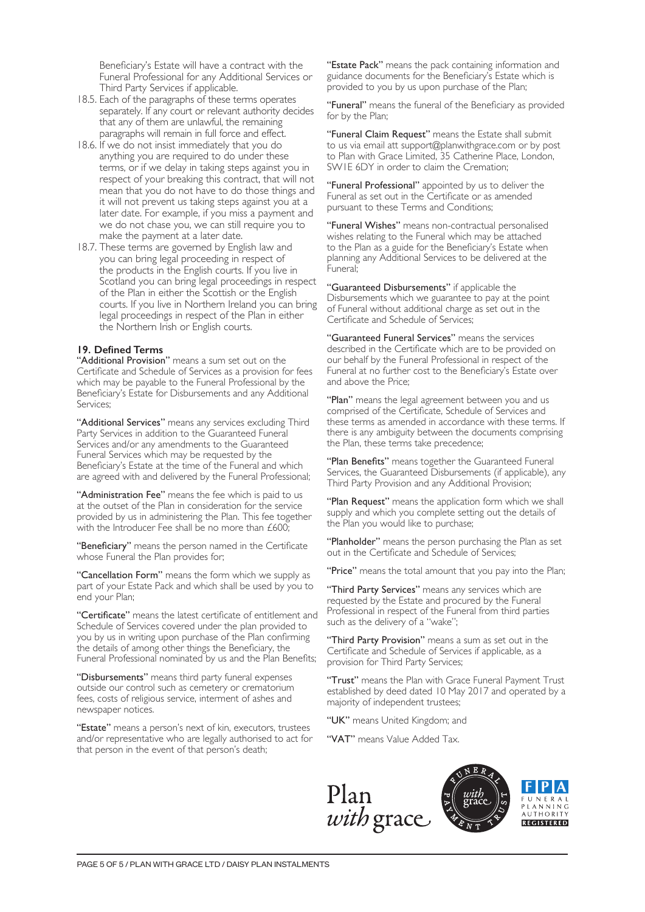Beneficiary's Estate will have a contract with the Funeral Professional for any Additional Services or Third Party Services if applicable.

18.5. Each of the paragraphs of these terms operates separately. If any court or relevant authority decides that any of them are unlawful, the remaining paragraphs will remain in full force and effect.

18.6. If we do not insist immediately that you do anything you are required to do under these terms, or if we delay in taking steps against you in respect of your breaking this contract, that will not mean that you do not have to do those things and it will not prevent us taking steps against you at a later date. For example, if you miss a payment and we do not chase you, we can still require you to make the payment at a later date.

18.7. These terms are governed by English law and you can bring legal proceeding in respect of the products in the English courts. If you live in Scotland you can bring legal proceedings in respect of the Plan in either the Scottish or the English courts. If you live in Northern Ireland you can bring legal proceedings in respect of the Plan in either the Northern Irish or English courts.

## 19. Defined Terms

"**Additional Provision**" means a sum set out on the Certificate and Schedule of Services as a provision for fees which may be payable to the Funeral Professional by the Beneficiary's Estate for Disbursements and any Additional Services;

"**Additional Services**" means any services excluding Third Party Services in addition to the Guaranteed Funeral Services and/or any amendments to the Guaranteed Funeral Services which may be requested by the Beneficiary's Estate at the time of the Funeral and which are agreed with and delivered by the Funeral Professional;

"**Administration Fee**" means the fee which is paid to us at the outset of the Plan in consideration for the service provided by us in administering the Plan. This fee together with the Introducer Fee shall be no more than £600;

"**Beneficiary**" means the person named in the Certificate whose Funeral the Plan provides for;

"**Cancellation Form**" means the form which we supply as part of your Estate Pack and which shall be used by you to end your Plan;

"**Certificate**" means the latest certificate of entitlement and Schedule of Services covered under the plan provided to you by us in writing upon purchase of the Plan confirming the details of among other things the Beneficiary, the Funeral Professional nominated by us and the Plan Benefits;

"**Disbursements**" means third party funeral expenses outside our control such as cemetery or crematorium fees, costs of religious service, interment of ashes and newspaper notices.

"**Estate**" means a person's next of kin, executors, trustees and/or representative who are legally authorised to act for that person in the event of that person's death;

"**Estate Pack**" means the pack containing information and guidance documents for the Beneficiary's Estate which is provided to you by us upon purchase of the Plan;

"**Funeral**" means the funeral of the Beneficiary as provided for by the Plan;

"**Funeral Claim Request**" means the Estate shall submit to us via email att support@planwithgrace.com or by post to Plan with Grace Limited, 35 Catherine Place, London, SW1E 6DY in order to claim the Cremation;

"**Funeral Professional**" appointed by us to deliver the Funeral as set out in the Certificate or as amended pursuant to these Terms and Conditions;

"**Funeral Wishes**" means non-contractual personalised wishes relating to the Funeral which may be attached to the Plan as a guide for the Beneficiary's Estate when planning any Additional Services to be delivered at the Funeral;

"**Guaranteed Disbursements**" if applicable the Disbursements which we guarantee to pay at the point of Funeral without additional charge as set out in the Certificate and Schedule of Services;

"**Guaranteed Funeral Services**" means the services described in the Certificate which are to be provided on our behalf by the Funeral Professional in respect of the Funeral at no further cost to the Beneficiary's Estate over and above the Price;

"**Plan**" means the legal agreement between you and us comprised of the Certificate, Schedule of Services and these terms as amended in accordance with these terms. If there is any ambiguity between the documents comprising the Plan, these terms take precedence;

"**Plan Benefits**" means together the Guaranteed Funeral Services, the Guaranteed Disbursements (if applicable), any Third Party Provision and any Additional Provision;

"**Plan Request**" means the application form which we shall supply and which you complete setting out the details of the Plan you would like to purchase;

"**Planholder**" means the person purchasing the Plan as set out in the Certificate and Schedule of Services;

"**Price**" means the total amount that you pay into the Plan;

"**Third Party Services**" means any services which are requested by the Estate and procured by the Funeral Professional in respect of the Funeral from third parties such as the delivery of a "wake";

"**Third Party Provision**" means a sum as set out in the Certificate and Schedule of Services if applicable, as a provision for Third Party Services;

"**Trust**" means the Plan with Grace Funeral Payment Trust established by deed dated 10 May 2017 and operated by a majority of independent trustees;

"**UK**" means United Kingdom; and

"**VAT**" means Value Added Tax.

Plan *with* grace

Funeral Payment Trust *with* grace

FPA Funeral Planning Authority REGISTERED